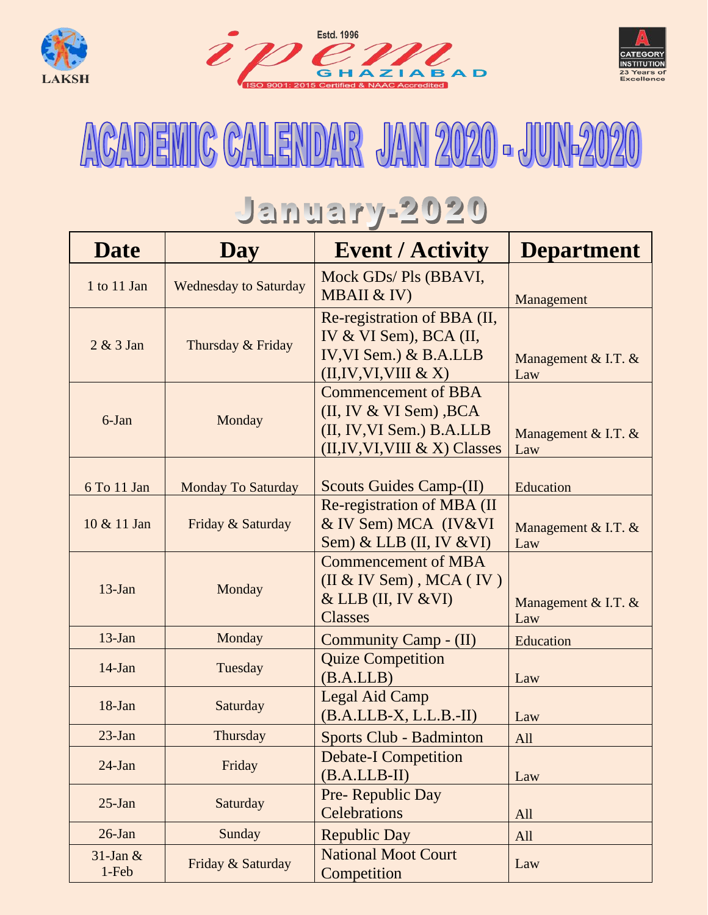LAKSH

ipem Estd. 1996 GHAZIABAD

ISO 9001: 2015 Certified & NAAC Accredited

A CATEGORY INSTITUTION 23 Years of Excellence

# ACADEMIC CALENDAR JAN 2020 - JUN-2020

## January-2020

| Date | Day | Event / Activity | Department |
|---|---|---|---|
| 1 to 11 Jan | Wednesday to Saturday | Mock GDs/ PIs (BBAVI, MBAII & IV) | Management |
| 2 & 3 Jan | Thursday & Friday | Re-registration of BBA (II, IV & VI Sem), BCA (II, IV,VI Sem.) & B.A.LLB (II,IV,VI,VIII & X) | Management & I.T. & Law |
| 6-Jan | Monday | Commencement of BBA (II, IV & VI Sem) ,BCA (II, IV,VI Sem.) B.A.LLB (II,IV,VI,VIII & X) Classes | Management & I.T. & Law |
| 6 To 11 Jan | Monday To Saturday | Scouts Guides Camp-(II) | Education |
| 10 & 11 Jan | Friday & Saturday | Re-registration of MBA (II & IV Sem) MCA (IV&VI Sem) & LLB (II, IV &VI) | Management & I.T. & Law |
| 13-Jan | Monday | Commencement of MBA (II & IV Sem) , MCA ( IV ) & LLB (II, IV &VI) Classes | Management & I.T. & Law |
| 13-Jan | Monday | Community Camp - (II) | Education |
| 14-Jan | Tuesday | Quize Competition (B.A.LLB) | Law |
| 18-Jan | Saturday | Legal Aid Camp (B.A.LLB-X, L.L.B.-II) | Law |
| 23-Jan | Thursday | Sports Club - Badminton | All |
| 24-Jan | Friday | Debate-I Competition (B.A.LLB-II) | Law |
| 25-Jan | Saturday | Pre- Republic Day Celebrations | All |
| 26-Jan | Sunday | Republic Day | All |
| 31-Jan & 1-Feb | Friday & Saturday | National Moot Court Competition | Law |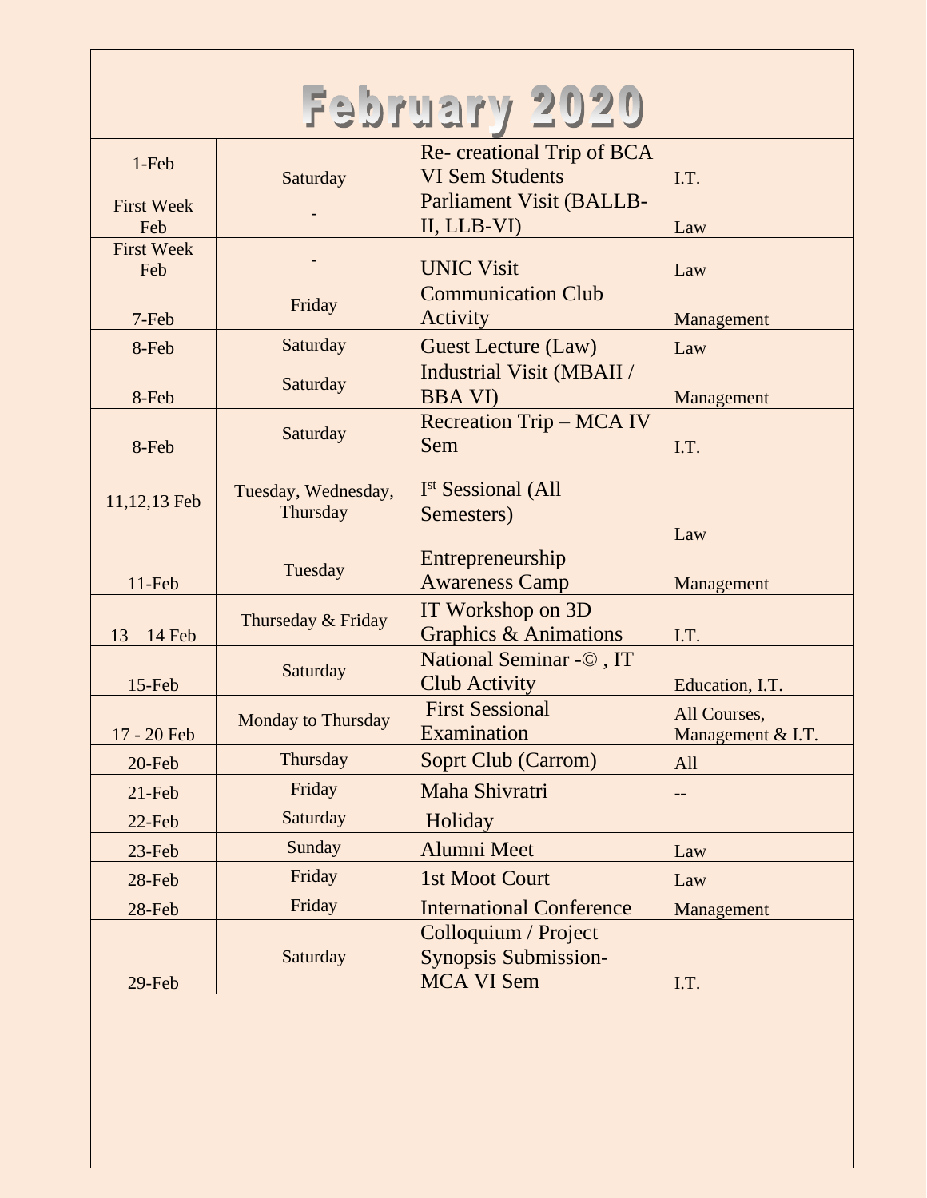# February 2020

| | | | |
|---|---|---|---|
| 1-Feb | Saturday | Re- creational Trip of BCA VI Sem Students | I.T. |
| First Week Feb | - | Parliament Visit (BALLB-II, LLB-VI) | Law |
| First Week Feb | - | UNIC Visit | Law |
| 7-Feb | Friday | Communication Club Activity | Management |
| 8-Feb | Saturday | Guest Lecture (Law) | Law |
| 8-Feb | Saturday | Industrial Visit (MBAII / BBA VI) | Management |
| 8-Feb | Saturday | Recreation Trip – MCA IV Sem | I.T. |
| 11,12,13 Feb | Tuesday, Wednesday, Thursday | I[st] Sessional (All Semesters) | Law |
| 11-Feb | Tuesday | Entrepreneurship Awareness Camp | Management |
| 13 – 14 Feb | Thurseday & Friday | IT Workshop on 3D Graphics & Animations | I.T. |
| 15-Feb | Saturday | National Seminar -© , IT Club Activity | Education, I.T. |
| 17 - 20 Feb | Monday to Thursday | First Sessional Examination | All Courses, Management & I.T. |
| 20-Feb | Thursday | Soprt Club (Carrom) | All |
| 21-Feb | Friday | Maha Shivratri | -- |
| 22-Feb | Saturday | Holiday | |
| 23-Feb | Sunday | Alumni Meet | Law |
| 28-Feb | Friday | 1st Moot Court | Law |
| 28-Feb | Friday | International Conference | Management |
| 29-Feb | Saturday | Colloquium / Project Synopsis Submission- MCA VI Sem | I.T. |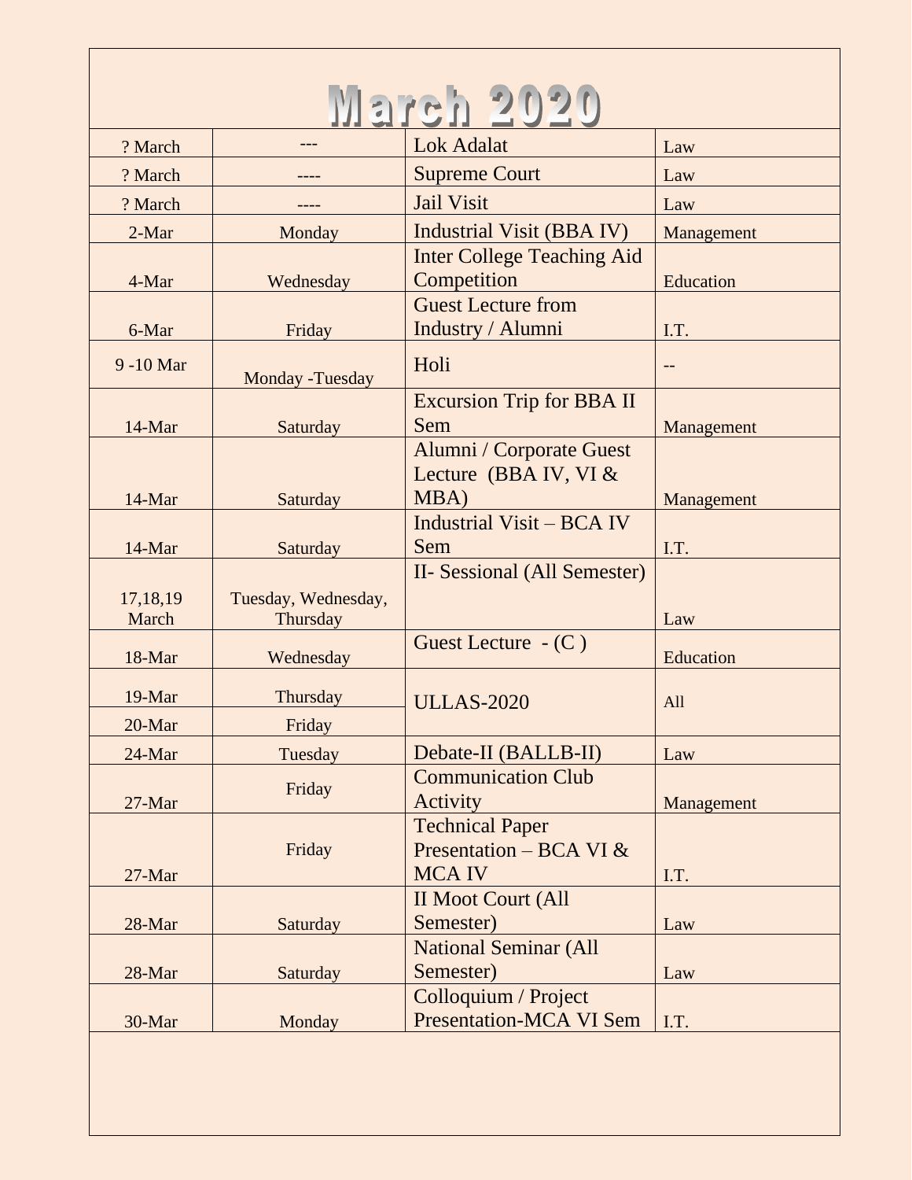# March 2020

| | | | |
|---|---|---|---|
| ? March | --- | Lok Adalat | Law |
| ? March | ---- | Supreme Court | Law |
| ? March | ---- | Jail Visit | Law |
| 2-Mar | Monday | Industrial Visit (BBA IV) | Management |
| 4-Mar | Wednesday | Inter College Teaching Aid Competition | Education |
| 6-Mar | Friday | Guest Lecture from Industry / Alumni | I.T. |
| 9 -10 Mar | Monday -Tuesday | Holi | -- |
| 14-Mar | Saturday | Excursion Trip for BBA II Sem | Management |
| 14-Mar | Saturday | Alumni / Corporate Guest Lecture (BBA IV, VI & MBA) | Management |
| 14-Mar | Saturday | Industrial Visit – BCA IV Sem | I.T. |
| 17,18,19 March | Tuesday, Wednesday, Thursday | II- Sessional (All Semester) | Law |
| 18-Mar | Wednesday | Guest Lecture - (C ) | Education |
| 19-Mar | Thursday | ULLAS-2020 | All |
| 20-Mar | Friday | | |
| 24-Mar | Tuesday | Debate-II (BALLB-II) | Law |
| 27-Mar | Friday | Communication Club Activity | Management |
| 27-Mar | Friday | Technical Paper Presentation – BCA VI & MCA IV | I.T. |
| 28-Mar | Saturday | II Moot Court (All Semester) | Law |
| 28-Mar | Saturday | National Seminar (All Semester) | Law |
| 30-Mar | Monday | Colloquium / Project Presentation-MCA VI Sem | I.T. |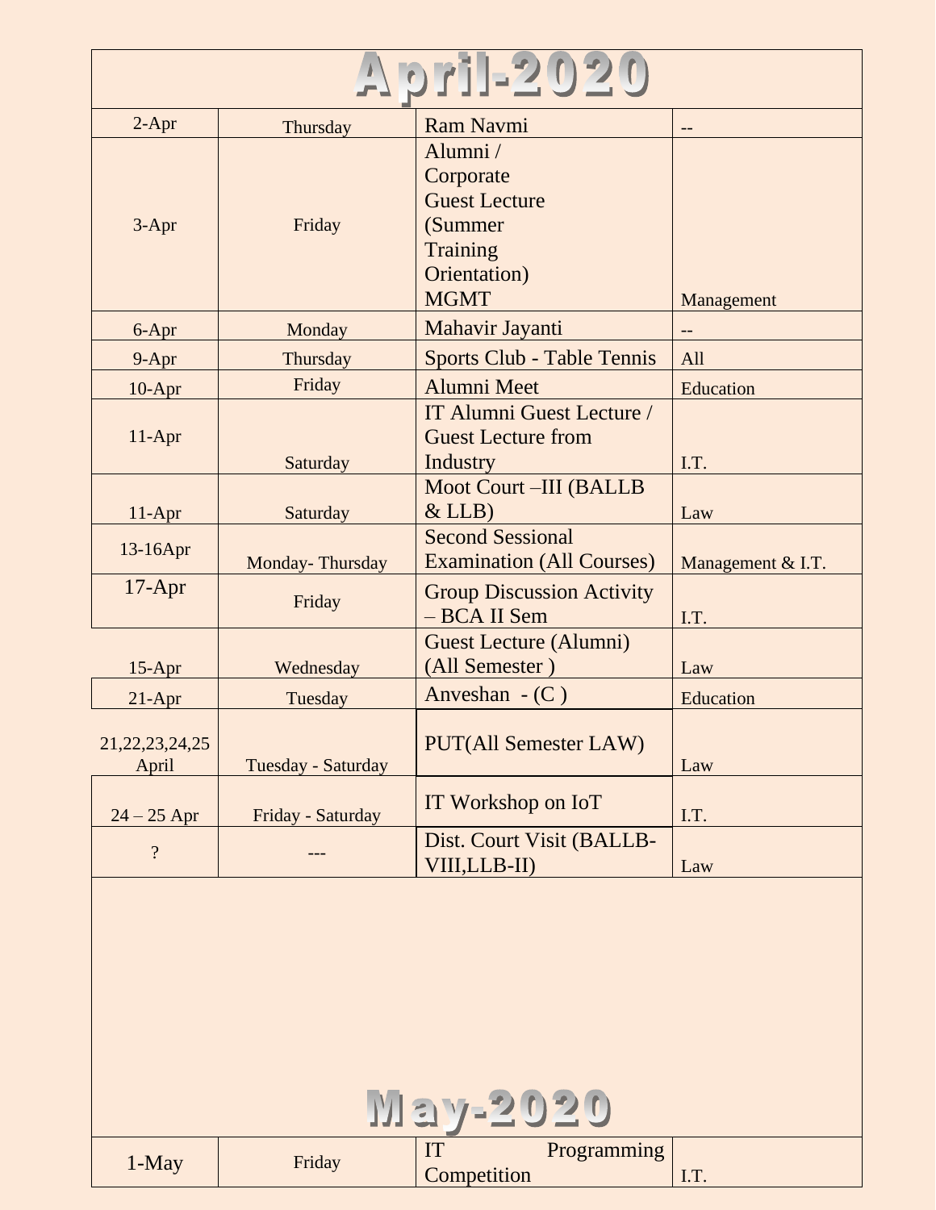# April-2020

| | | | |
|---|---|---|---|
| 2-Apr | Thursday | Ram Navmi | -- |
| 3-Apr | Friday | Alumni / Corporate Guest Lecture (Summer Training Orientation) MGMT | Management |
| 6-Apr | Monday | Mahavir Jayanti | -- |
| 9-Apr | Thursday | Sports Club - Table Tennis | All |
| 10-Apr | Friday | Alumni Meet | Education |
| 11-Apr | Saturday | IT Alumni Guest Lecture / Guest Lecture from Industry | I.T. |
| 11-Apr | Saturday | Moot Court –III (BALLB & LLB) | Law |
| 13-16Apr | Monday- Thursday | Second Sessional Examination (All Courses) | Management & I.T. |
| 17-Apr | Friday | Group Discussion Activity – BCA II Sem | I.T. |
| 15-Apr | Wednesday | Guest Lecture (Alumni) (All Semester ) | Law |
| 21-Apr | Tuesday | Anveshan - (C ) | Education |
| 21,22,23,24,25 April | Tuesday - Saturday | PUT(All Semester LAW) | Law |
| 24 – 25 Apr | Friday - Saturday | IT Workshop on IoT | I.T. |
| ? | --- | Dist. Court Visit (BALLB-VIII,LLB-II) | Law |

# May-2020

| | | | |
|---|---|---|---|
| 1-May | Friday | IT Programming Competition | I.T. |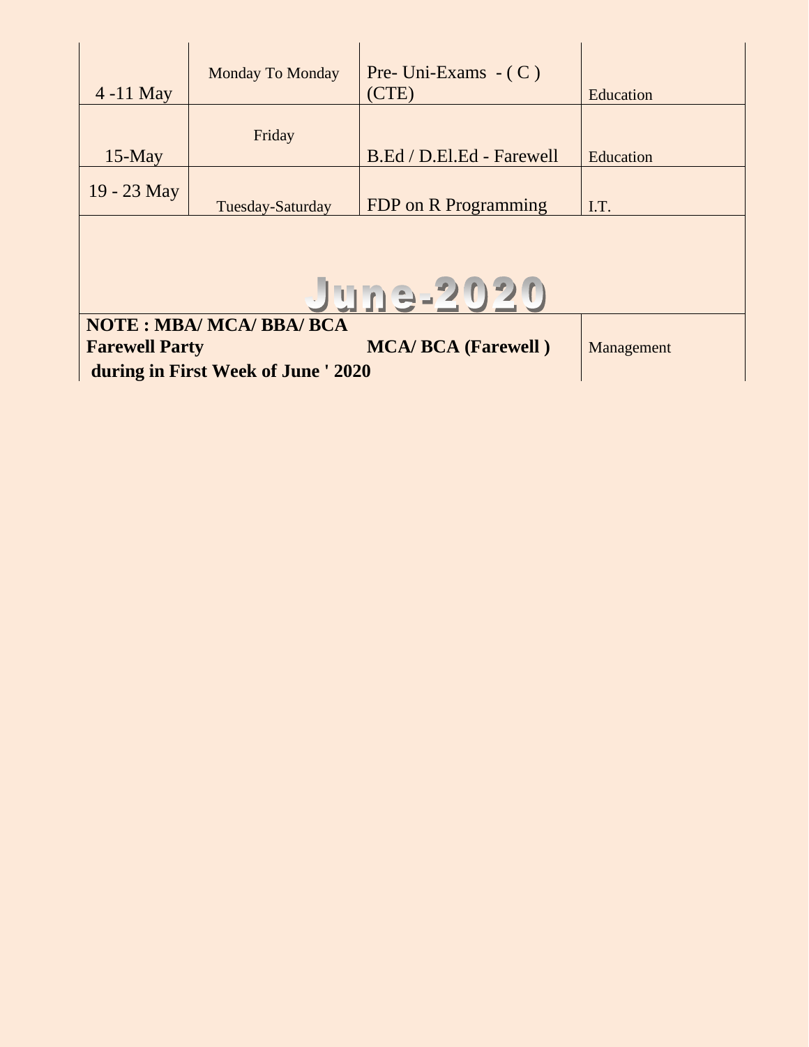| | | | |
|---|---|---|---|
| 4 -11 May | Monday To Monday | Pre- Uni-Exams - ( C ) (CTE) | Education |
| 15-May | Friday | B.Ed / D.El.Ed - Farewell | Education |
| 19 - 23 May | Tuesday-Saturday | FDP on R Programming | I.T. |

# June-2020

| | | |
|---|---|---|
| **NOTE : MBA/ MCA/ BBA/ BCA Farewell Party during in First Week of June ' 2020** | **MCA/ BCA (Farewell )** | Management |